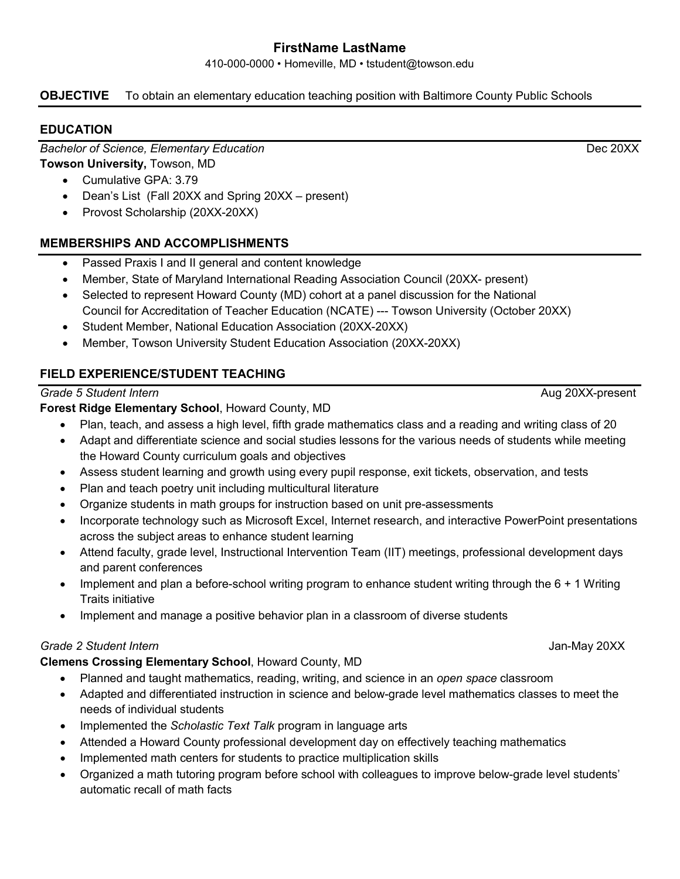# FirstName LastName

410-000-0000 • Homeville, MD • tstudent@towson.edu

**OBJECTIVE** To obtain an elementary education teaching position with Baltimore County Public Schools

## EDUCATION

*Bachelor of Science, Elementary Education* Dec 20XX
**Towson University,** Towson, MD

- Cumulative GPA: 3.79
- Dean's List (Fall 20XX and Spring 20XX – present)
- Provost Scholarship (20XX-20XX)

## MEMBERSHIPS AND ACCOMPLISHMENTS

- Passed Praxis I and II general and content knowledge
- Member, State of Maryland International Reading Association Council (20XX- present)
- Selected to represent Howard County (MD) cohort at a panel discussion for the National Council for Accreditation of Teacher Education (NCATE) --- Towson University (October 20XX)
- Student Member, National Education Association (20XX-20XX)
- Member, Towson University Student Education Association (20XX-20XX)

## FIELD EXPERIENCE/STUDENT TEACHING

*Grade 5 Student Intern* Aug 20XX-present
**Forest Ridge Elementary School**, Howard County, MD

- Plan, teach, and assess a high level, fifth grade mathematics class and a reading and writing class of 20
- Adapt and differentiate science and social studies lessons for the various needs of students while meeting the Howard County curriculum goals and objectives
- Assess student learning and growth using every pupil response, exit tickets, observation, and tests
- Plan and teach poetry unit including multicultural literature
- Organize students in math groups for instruction based on unit pre-assessments
- Incorporate technology such as Microsoft Excel, Internet research, and interactive PowerPoint presentations across the subject areas to enhance student learning
- Attend faculty, grade level, Instructional Intervention Team (IIT) meetings, professional development days and parent conferences
- Implement and plan a before-school writing program to enhance student writing through the 6 + 1 Writing Traits initiative
- Implement and manage a positive behavior plan in a classroom of diverse students

*Grade 2 Student Intern* Jan-May 20XX
**Clemens Crossing Elementary School**, Howard County, MD

- Planned and taught mathematics, reading, writing, and science in an *open space* classroom
- Adapted and differentiated instruction in science and below-grade level mathematics classes to meet the needs of individual students
- Implemented the *Scholastic Text Talk* program in language arts
- Attended a Howard County professional development day on effectively teaching mathematics
- Implemented math centers for students to practice multiplication skills
- Organized a math tutoring program before school with colleagues to improve below-grade level students' automatic recall of math facts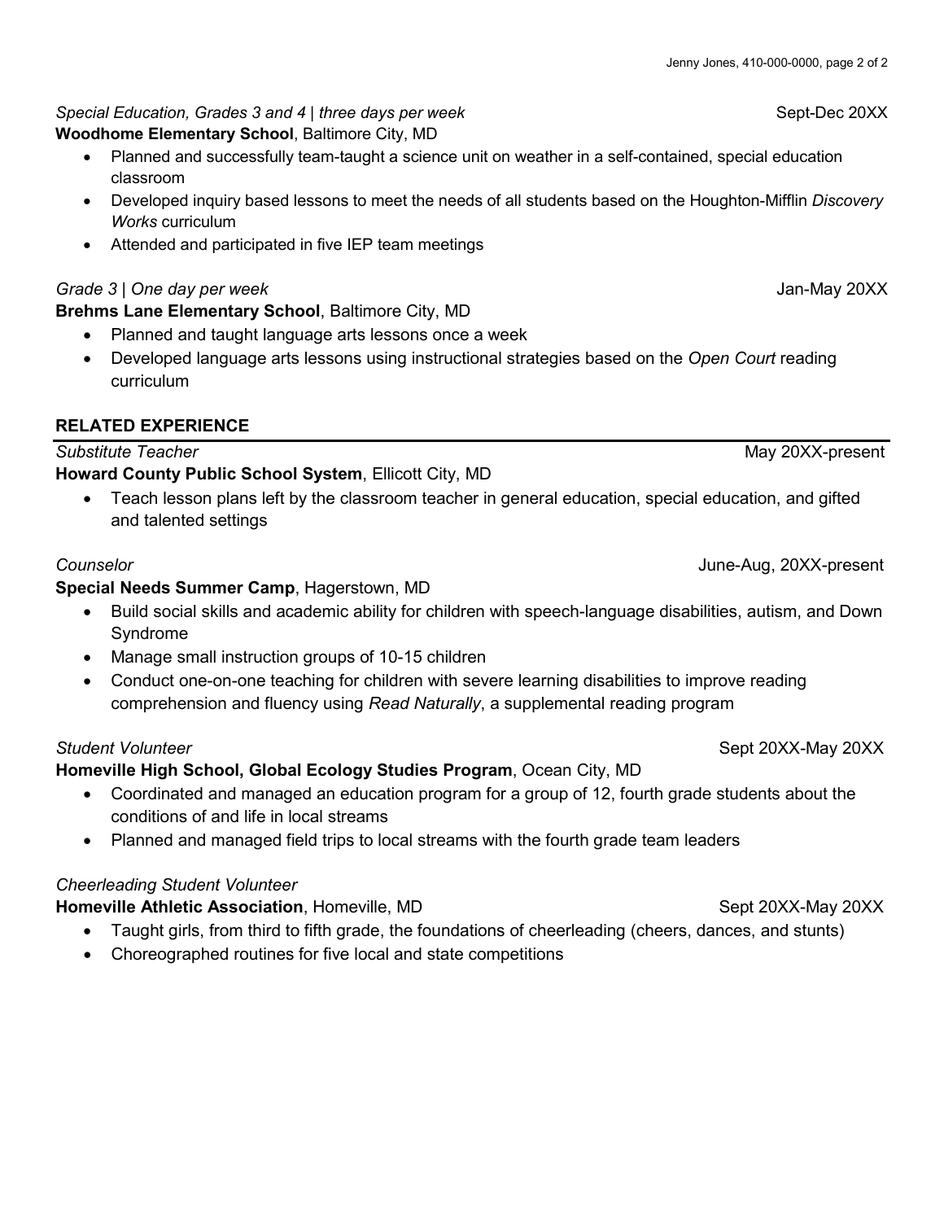*Special Education, Grades 3 and 4 | three days per week* Sept-Dec 20XX
**Woodhome Elementary School**, Baltimore City, MD

- Planned and successfully team-taught a science unit on weather in a self-contained, special education classroom
- Developed inquiry based lessons to meet the needs of all students based on the Houghton-Mifflin *Discovery Works* curriculum
- Attended and participated in five IEP team meetings

*Grade 3 | One day per week* Jan-May 20XX
**Brehms Lane Elementary School**, Baltimore City, MD

- Planned and taught language arts lessons once a week
- Developed language arts lessons using instructional strategies based on the *Open Court* reading curriculum

## RELATED EXPERIENCE

*Substitute Teacher* May 20XX-present
**Howard County Public School System**, Ellicott City, MD

- Teach lesson plans left by the classroom teacher in general education, special education, and gifted and talented settings

*Counselor* June-Aug, 20XX-present
**Special Needs Summer Camp**, Hagerstown, MD

- Build social skills and academic ability for children with speech-language disabilities, autism, and Down Syndrome
- Manage small instruction groups of 10-15 children
- Conduct one-on-one teaching for children with severe learning disabilities to improve reading comprehension and fluency using *Read Naturally*, a supplemental reading program

*Student Volunteer* Sept 20XX-May 20XX
**Homeville High School, Global Ecology Studies Program**, Ocean City, MD

- Coordinated and managed an education program for a group of 12, fourth grade students about the conditions of and life in local streams
- Planned and managed field trips to local streams with the fourth grade team leaders

*Cheerleading Student Volunteer*
**Homeville Athletic Association**, Homeville, MD Sept 20XX-May 20XX

- Taught girls, from third to fifth grade, the foundations of cheerleading (cheers, dances, and stunts)
- Choreographed routines for five local and state competitions